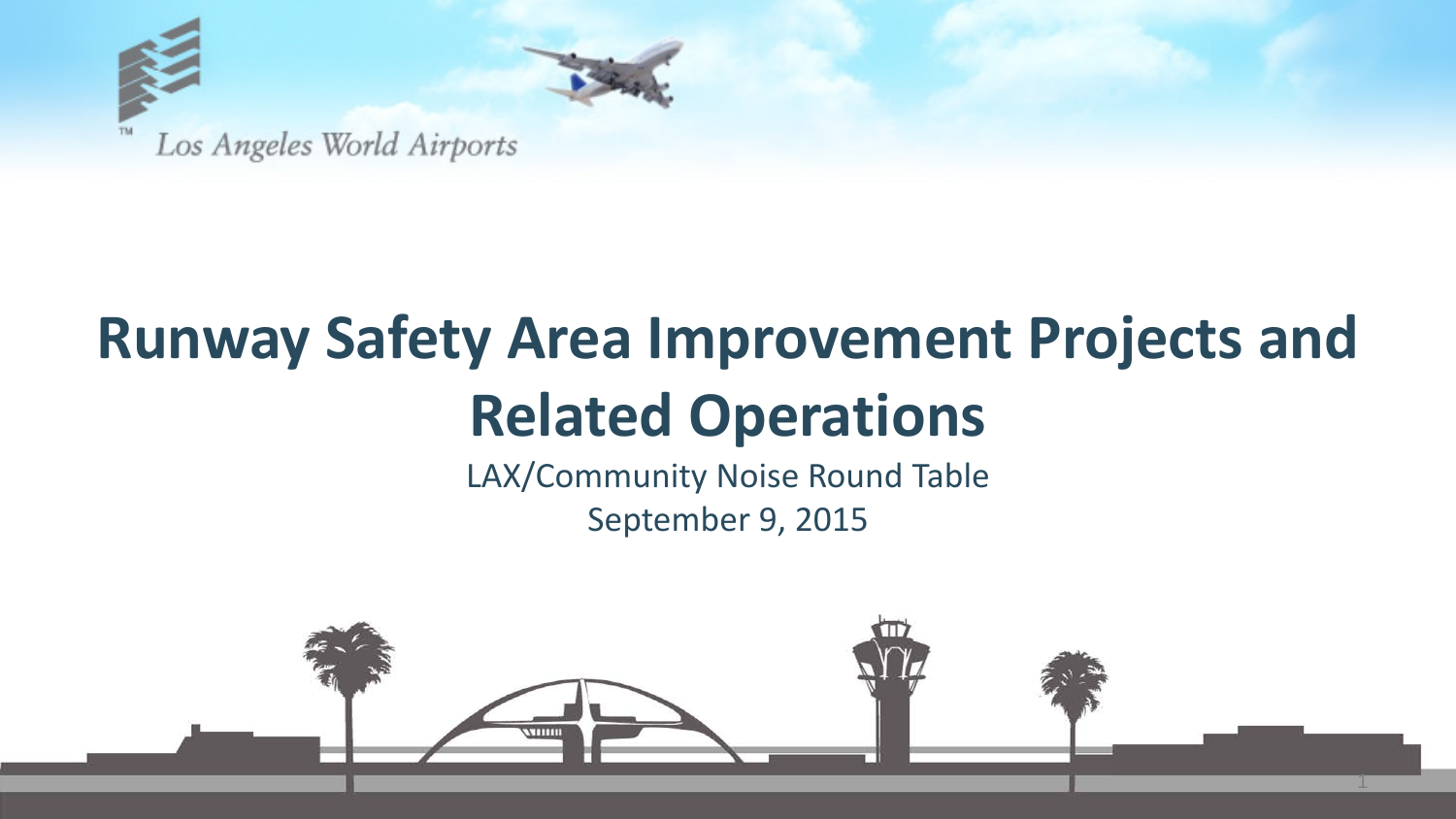Los Angeles World Airports

# Runway Safety Area Improvement Projects and Related Operations

LAX/Community Noise Round Table

September 9, 2015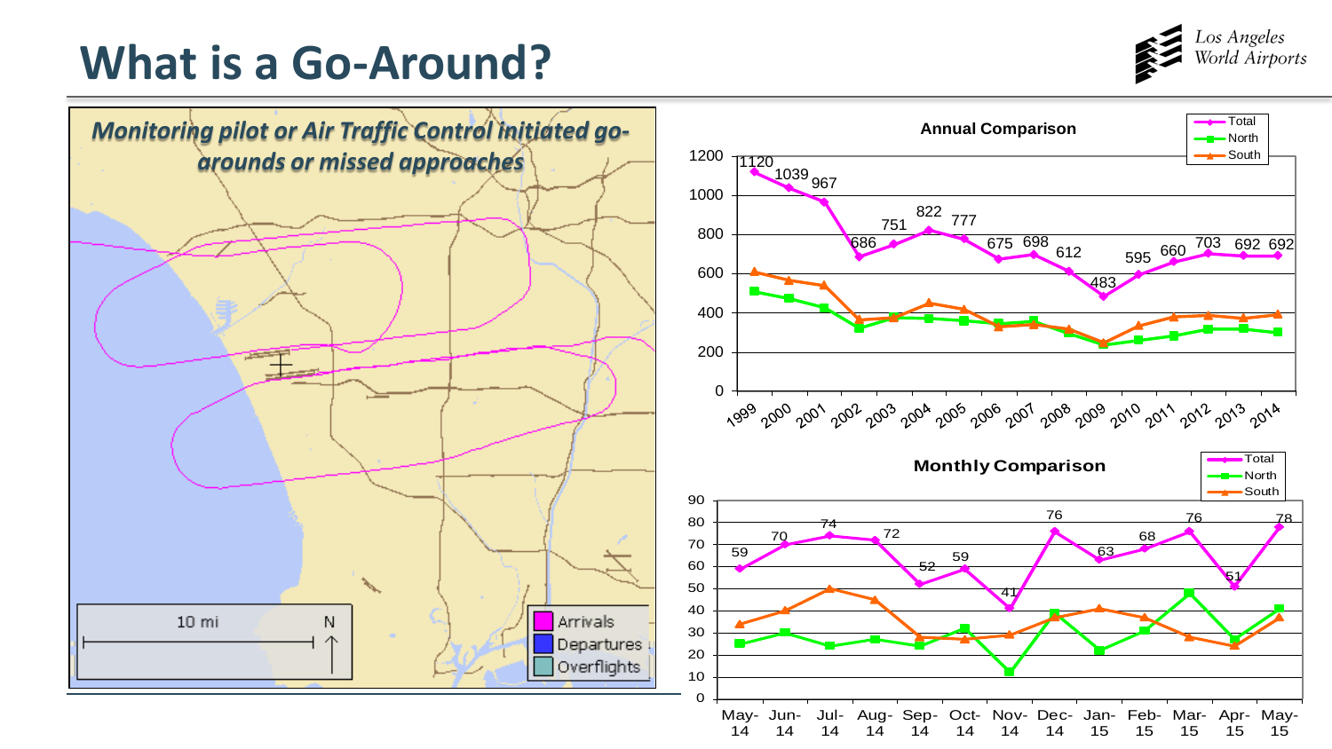# What is a Go-Around?

*Monitoring pilot or Air Traffic Control initiated go-arounds or missed approaches*

10 mi N

Arrivals
Departures
Overflights

**Annual Comparison**

| Year | 1999 | 2000 | 2001 | 2002 | 2003 | 2004 | 2005 | 2006 | 2007 | 2008 | 2009 | 2010 | 2011 | 2012 | 2013 | 2014 |
|---|---|---|---|---|---|---|---|---|---|---|---|---|---|---|---|---|
| Total | 1120 | 1039 | 967 | 686 | 751 | 822 | 777 | 675 | 698 | 612 | 483 | 595 | 660 | 703 | 692 | 692 |

**Monthly Comparison**

| Month | May-14 | Jun-14 | Jul-14 | Aug-14 | Sep-14 | Oct-14 | Nov-14 | Dec-14 | Jan-15 | Feb-15 | Mar-15 | Apr-15 | May-15 |
|---|---|---|---|---|---|---|---|---|---|---|---|---|---|
| Total | 59 | 70 | 74 | 72 | 52 | 59 | 41 | 76 | 63 | 68 | 76 | 51 | 78 |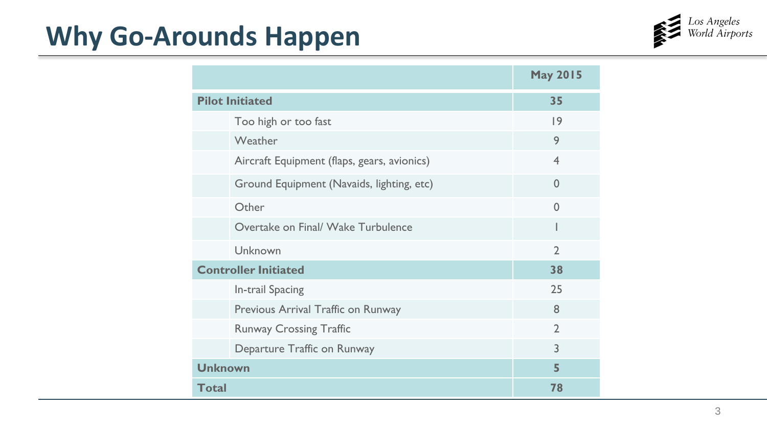# Why Go-Arounds Happen

| | May 2015 |
|---|---|
| **Pilot Initiated** | **35** |
| Too high or too fast | 19 |
| Weather | 9 |
| Aircraft Equipment (flaps, gears, avionics) | 4 |
| Ground Equipment (Navaids, lighting, etc) | 0 |
| Other | 0 |
| Overtake on Final/ Wake Turbulence | 1 |
| Unknown | 2 |
| **Controller Initiated** | **38** |
| In-trail Spacing | 25 |
| Previous Arrival Traffic on Runway | 8 |
| Runway Crossing Traffic | 2 |
| Departure Traffic on Runway | 3 |
| **Unknown** | **5** |
| **Total** | **78** |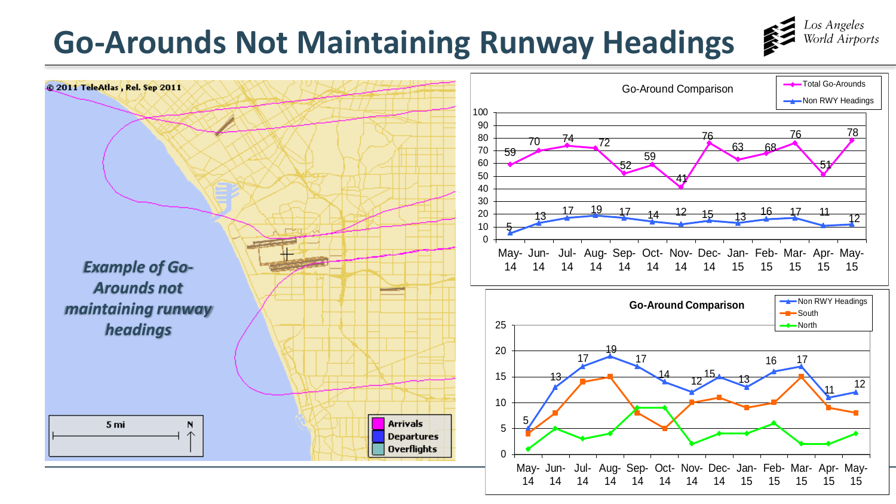# Go-Arounds Not Maintaining Runway Headings

© 2011 TeleAtlas , Rel. Sep 2011

***Example of Go-Arounds not maintaining runway headings***

5 mi

N

Arrivals
Departures
Overflights

**Go-Around Comparison**

| Month | Total Go-Arounds | Non RWY Headings |
|---|---|---|
| May-14 | 59 | 5 |
| Jun-14 | 70 | 13 |
| Jul-14 | 74 | 17 |
| Aug-14 | 72 | 19 |
| Sep-14 | 52 | 17 |
| Oct-14 | 59 | 14 |
| Nov-14 | 41 | 12 |
| Dec-14 | 76 | 15 |
| Jan-15 | 63 | 13 |
| Feb-15 | 68 | 16 |
| Mar-15 | 76 | 17 |
| Apr-15 | 51 | 11 |
| May-15 | 78 | 12 |

**Go-Around Comparison**

| Month | Non RWY Headings | South | North |
|---|---|---|---|
| May-14 | 5 | 4 | 1 |
| Jun-14 | 13 | 8 | 5 |
| Jul-14 | 17 | 14 | 3 |
| Aug-14 | 19 | 15 | 4 |
| Sep-14 | 17 | 8 | 9 |
| Oct-14 | 14 | 5 | 9 |
| Nov-14 | 12 | 10 | 2 |
| Dec-14 | 15 | 11 | 4 |
| Jan-15 | 13 | 9 | 4 |
| Feb-15 | 16 | 10 | 6 |
| Mar-15 | 17 | 15 | 2 |
| Apr-15 | 11 | 9 | 2 |
| May-15 | 12 | 8 | 4 |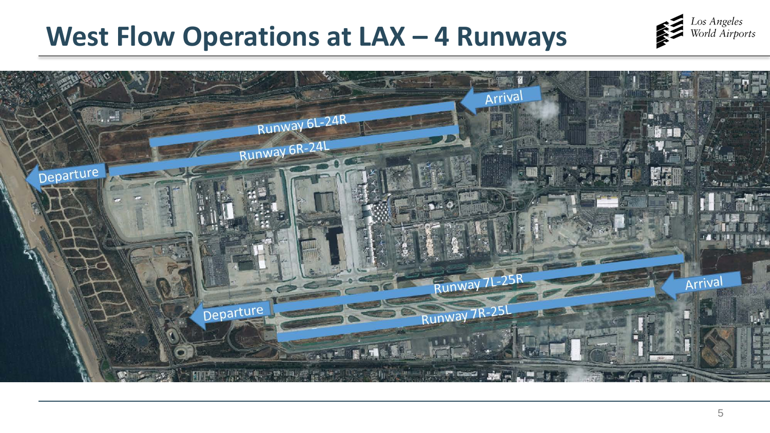# West Flow Operations at LAX – 4 Runways

Arrival

Runway 6L-24R

Runway 6R-24L

Departure

Runway 7L-25R

Arrival

Departure

Runway 7R-25L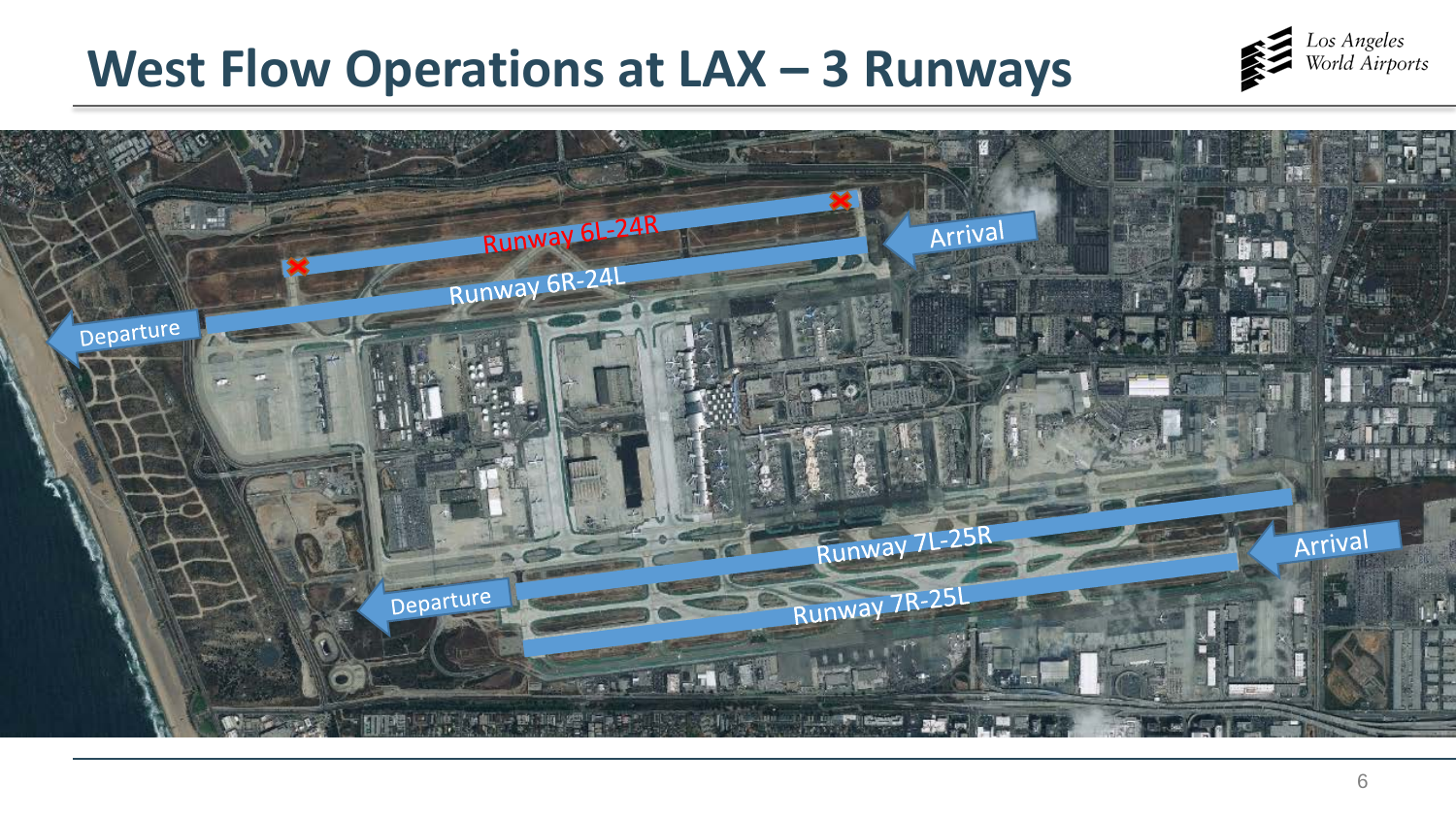# West Flow Operations at LAX – 3 Runways

Runway 6L-24R

Runway 6R-24L

Arrival

Departure

Runway 7L-25R

Runway 7R-25L

Arrival

Departure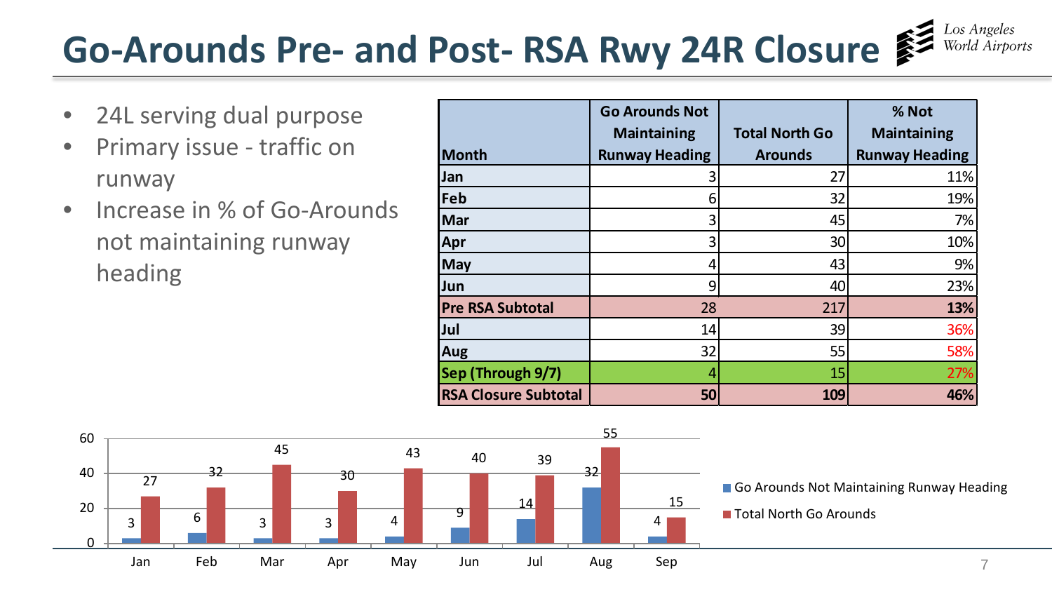# Go-Arounds Pre- and Post- RSA Rwy 24R Closure

- 24L serving dual purpose
- Primary issue - traffic on runway
- Increase in % of Go-Arounds not maintaining runway heading

| Month | Go Arounds Not Maintaining Runway Heading | Total North Go Arounds | % Not Maintaining Runway Heading |
|---|---|---|---|
| **Jan** | 3 | 27 | 11% |
| **Feb** | 6 | 32 | 19% |
| **Mar** | 3 | 45 | 7% |
| **Apr** | 3 | 30 | 10% |
| **May** | 4 | 43 | 9% |
| **Jun** | 9 | 40 | 23% |
| **Pre RSA Subtotal** | 28 | 217 | **13%** |
| **Jul** | 14 | 39 | 36% |
| **Aug** | 32 | 55 | 58% |
| **Sep (Through 9/7)** | 4 | 15 | 27% |
| **RSA Closure Subtotal** | **50** | **109** | **46%** |

| Month | Go Arounds Not Maintaining Runway Heading | Total North Go Arounds |
|---|---|---|
| Jan | 3 | 27 |
| Feb | 6 | 32 |
| Mar | 3 | 45 |
| Apr | 3 | 30 |
| May | 4 | 43 |
| Jun | 9 | 40 |
| Jul | 14 | 39 |
| Aug | 32 | 55 |
| Sep | 4 | 15 |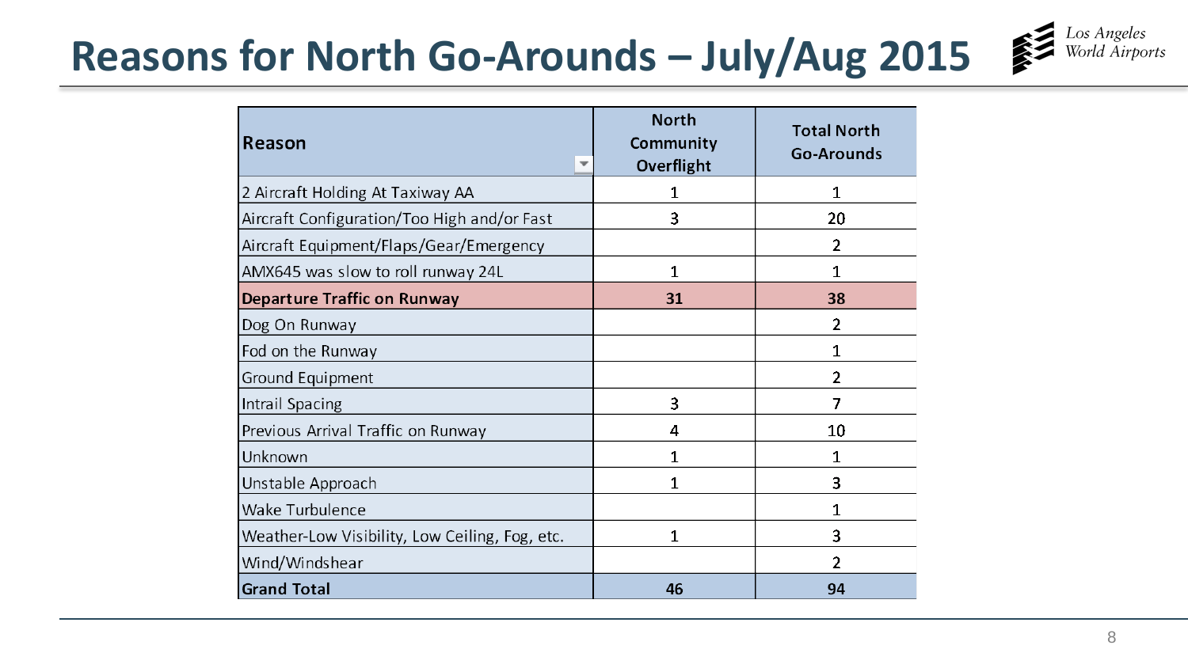# Reasons for North Go-Arounds – July/Aug 2015

| Reason | North Community Overflight | Total North Go-Arounds |
|---|---|---|
| 2 Aircraft Holding At Taxiway AA | 1 | 1 |
| Aircraft Configuration/Too High and/or Fast | 3 | 20 |
| Aircraft Equipment/Flaps/Gear/Emergency | | 2 |
| AMX645 was slow to roll runway 24L | 1 | 1 |
| **Departure Traffic on Runway** | **31** | **38** |
| Dog On Runway | | 2 |
| Fod on the Runway | | 1 |
| Ground Equipment | | 2 |
| Intrail Spacing | 3 | 7 |
| Previous Arrival Traffic on Runway | 4 | 10 |
| Unknown | 1 | 1 |
| Unstable Approach | 1 | 3 |
| Wake Turbulence | | 1 |
| Weather-Low Visibility, Low Ceiling, Fog, etc. | 1 | 3 |
| Wind/Windshear | | 2 |
| **Grand Total** | **46** | **94** |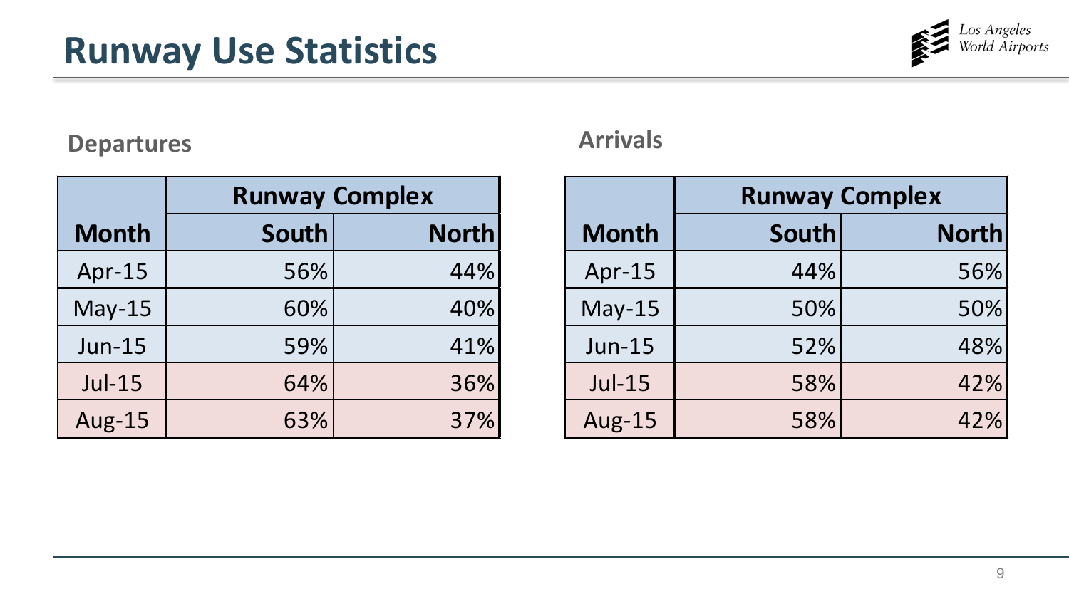# Runway Use Statistics

### Departures

| Month | Runway Complex | |
|---|---|---|
| | South | North |
| Apr-15 | 56% | 44% |
| May-15 | 60% | 40% |
| Jun-15 | 59% | 41% |
| Jul-15 | 64% | 36% |
| Aug-15 | 63% | 37% |

### Arrivals

| Month | Runway Complex | |
|---|---|---|
| | South | North |
| Apr-15 | 44% | 56% |
| May-15 | 50% | 50% |
| Jun-15 | 52% | 48% |
| Jul-15 | 58% | 42% |
| Aug-15 | 58% | 42% |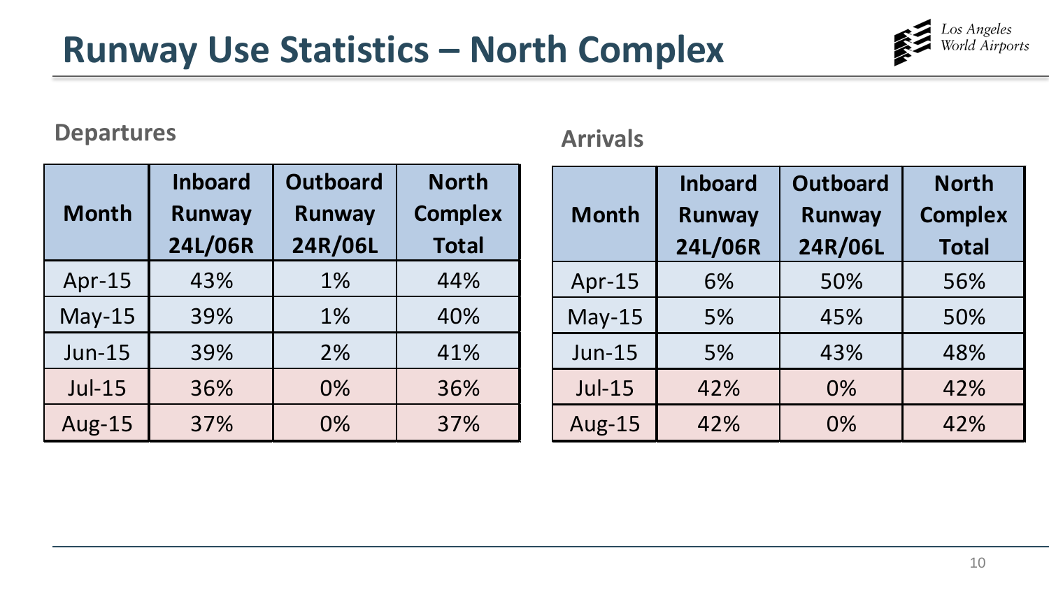# Runway Use Statistics – North Complex

Los Angeles World Airports

## Departures

| Month | Inboard Runway 24L/06R | Outboard Runway 24R/06L | North Complex Total |
|---|---|---|---|
| Apr-15 | 43% | 1% | 44% |
| May-15 | 39% | 1% | 40% |
| Jun-15 | 39% | 2% | 41% |
| Jul-15 | 36% | 0% | 36% |
| Aug-15 | 37% | 0% | 37% |

## Arrivals

| Month | Inboard Runway 24L/06R | Outboard Runway 24R/06L | North Complex Total |
|---|---|---|---|
| Apr-15 | 6% | 50% | 56% |
| May-15 | 5% | 45% | 50% |
| Jun-15 | 5% | 43% | 48% |
| Jul-15 | 42% | 0% | 42% |
| Aug-15 | 42% | 0% | 42% |